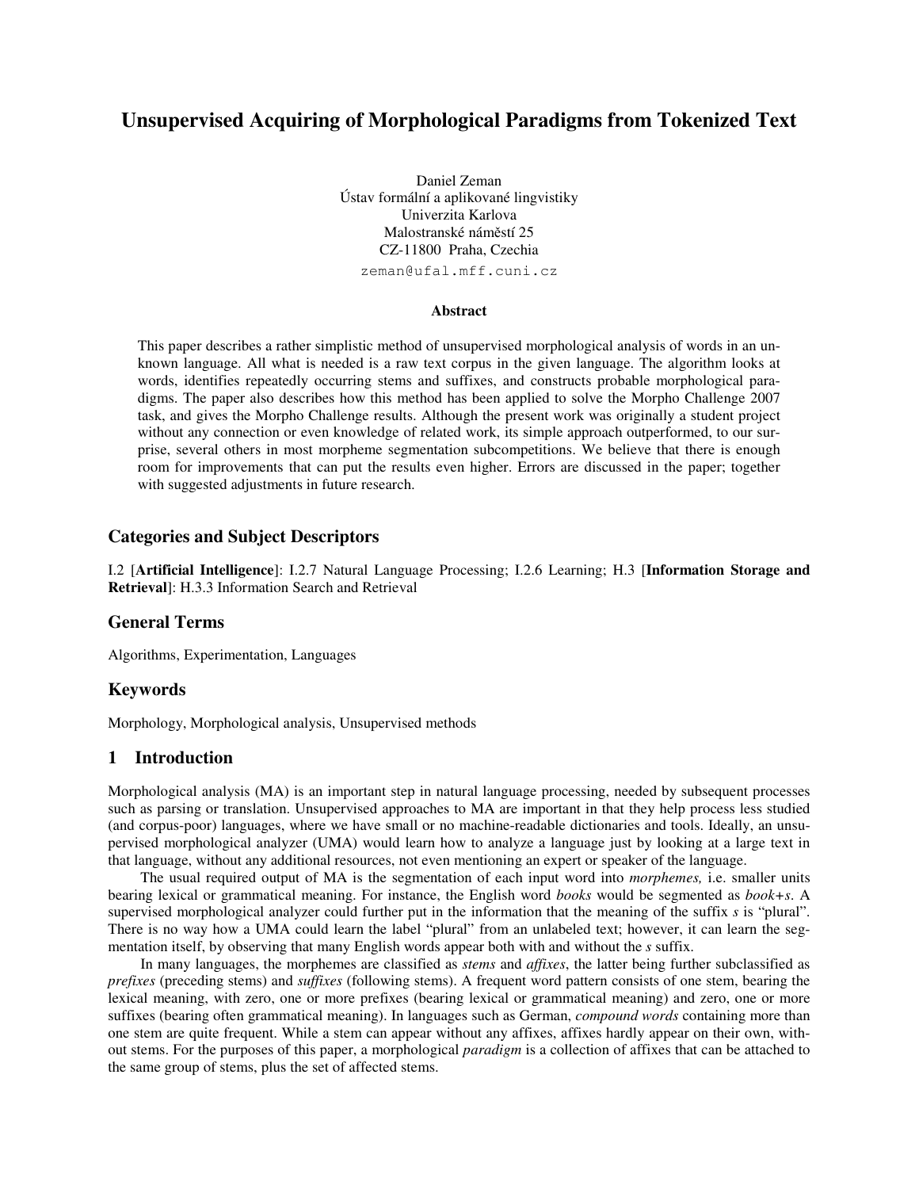# Unsupervised Acquiring of Morphological Paradigms from Tokenized Text

Daniel Zeman
Ústav formální a aplikované lingvistiky
Univerzita Karlova
Malostranské náměstí 25
CZ-11800 Praha, Czechia
zeman@ufal.mff.cuni.cz

### Abstract

This paper describes a rather simplistic method of unsupervised morphological analysis of words in an unknown language. All what is needed is a raw text corpus in the given language. The algorithm looks at words, identifies repeatedly occurring stems and suffixes, and constructs probable morphological paradigms. The paper also describes how this method has been applied to solve the Morpho Challenge 2007 task, and gives the Morpho Challenge results. Although the present work was originally a student project without any connection or even knowledge of related work, its simple approach outperformed, to our surprise, several others in most morpheme segmentation subcompetitions. We believe that there is enough room for improvements that can put the results even higher. Errors are discussed in the paper; together with suggested adjustments in future research.

## Categories and Subject Descriptors

I.2 [**Artificial Intelligence**]: I.2.7 Natural Language Processing; I.2.6 Learning; H.3 [**Information Storage and Retrieval**]: H.3.3 Information Search and Retrieval

## General Terms

Algorithms, Experimentation, Languages

## Keywords

Morphology, Morphological analysis, Unsupervised methods

## 1 Introduction

Morphological analysis (MA) is an important step in natural language processing, needed by subsequent processes such as parsing or translation. Unsupervised approaches to MA are important in that they help process less studied (and corpus-poor) languages, where we have small or no machine-readable dictionaries and tools. Ideally, an unsupervised morphological analyzer (UMA) would learn how to analyze a language just by looking at a large text in that language, without any additional resources, not even mentioning an expert or speaker of the language.

The usual required output of MA is the segmentation of each input word into *morphemes,* i.e. smaller units bearing lexical or grammatical meaning. For instance, the English word *books* would be segmented as *book+s*. A supervised morphological analyzer could further put in the information that the meaning of the suffix *s* is "plural". There is no way how a UMA could learn the label "plural" from an unlabeled text; however, it can learn the segmentation itself, by observing that many English words appear both with and without the *s* suffix.

In many languages, the morphemes are classified as *stems* and *affixes*, the latter being further subclassified as *prefixes* (preceding stems) and *suffixes* (following stems). A frequent word pattern consists of one stem, bearing the lexical meaning, with zero, one or more prefixes (bearing lexical or grammatical meaning) and zero, one or more suffixes (bearing often grammatical meaning). In languages such as German, *compound words* containing more than one stem are quite frequent. While a stem can appear without any affixes, affixes hardly appear on their own, without stems. For the purposes of this paper, a morphological *paradigm* is a collection of affixes that can be attached to the same group of stems, plus the set of affected stems.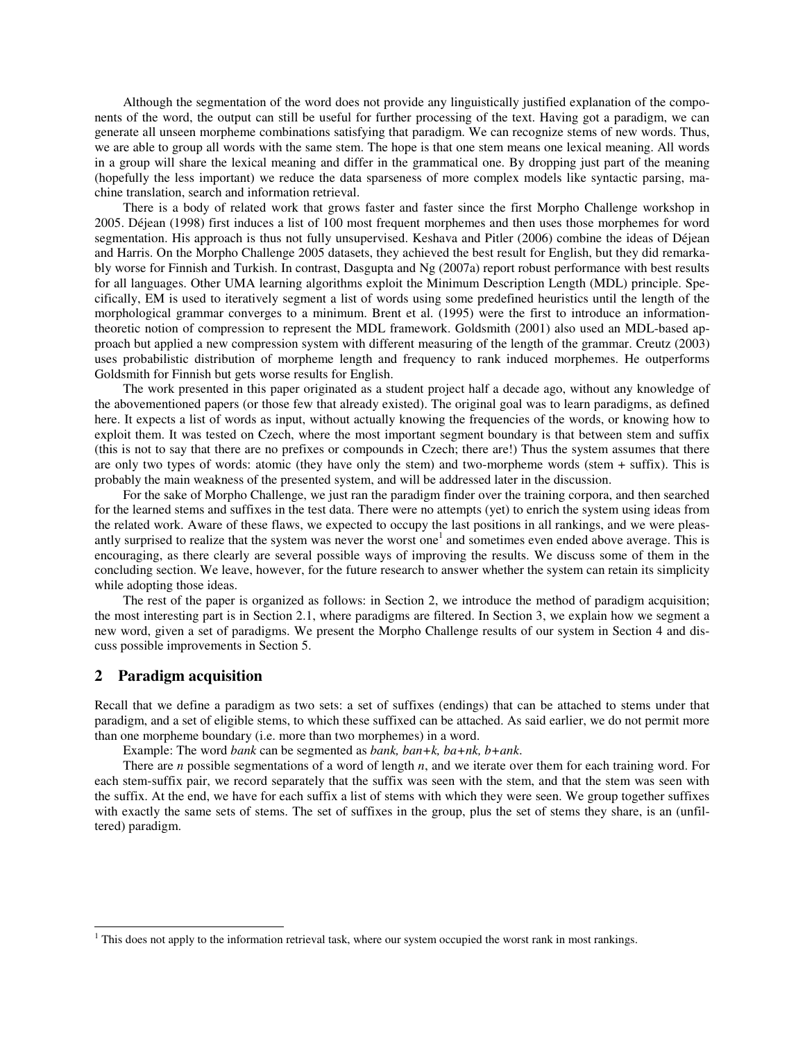Although the segmentation of the word does not provide any linguistically justified explanation of the components of the word, the output can still be useful for further processing of the text. Having got a paradigm, we can generate all unseen morpheme combinations satisfying that paradigm. We can recognize stems of new words. Thus, we are able to group all words with the same stem. The hope is that one stem means one lexical meaning. All words in a group will share the lexical meaning and differ in the grammatical one. By dropping just part of the meaning (hopefully the less important) we reduce the data sparseness of more complex models like syntactic parsing, machine translation, search and information retrieval.

There is a body of related work that grows faster and faster since the first Morpho Challenge workshop in 2005. Déjean (1998) first induces a list of 100 most frequent morphemes and then uses those morphemes for word segmentation. His approach is thus not fully unsupervised. Keshava and Pitler (2006) combine the ideas of Déjean and Harris. On the Morpho Challenge 2005 datasets, they achieved the best result for English, but they did remarkably worse for Finnish and Turkish. In contrast, Dasgupta and Ng (2007a) report robust performance with best results for all languages. Other UMA learning algorithms exploit the Minimum Description Length (MDL) principle. Specifically, EM is used to iteratively segment a list of words using some predefined heuristics until the length of the morphological grammar converges to a minimum. Brent et al. (1995) were the first to introduce an information-theoretic notion of compression to represent the MDL framework. Goldsmith (2001) also used an MDL-based approach but applied a new compression system with different measuring of the length of the grammar. Creutz (2003) uses probabilistic distribution of morpheme length and frequency to rank induced morphemes. He outperforms Goldsmith for Finnish but gets worse results for English.

The work presented in this paper originated as a student project half a decade ago, without any knowledge of the abovementioned papers (or those few that already existed). The original goal was to learn paradigms, as defined here. It expects a list of words as input, without actually knowing the frequencies of the words, or knowing how to exploit them. It was tested on Czech, where the most important segment boundary is that between stem and suffix (this is not to say that there are no prefixes or compounds in Czech; there are!) Thus the system assumes that there are only two types of words: atomic (they have only the stem) and two-morpheme words (stem + suffix). This is probably the main weakness of the presented system, and will be addressed later in the discussion.

For the sake of Morpho Challenge, we just ran the paradigm finder over the training corpora, and then searched for the learned stems and suffixes in the test data. There were no attempts (yet) to enrich the system using ideas from the related work. Aware of these flaws, we expected to occupy the last positions in all rankings, and we were pleasantly surprised to realize that the system was never the worst one[1] and sometimes even ended above average. This is encouraging, as there clearly are several possible ways of improving the results. We discuss some of them in the concluding section. We leave, however, for the future research to answer whether the system can retain its simplicity while adopting those ideas.

The rest of the paper is organized as follows: in Section 2, we introduce the method of paradigm acquisition; the most interesting part is in Section 2.1, where paradigms are filtered. In Section 3, we explain how we segment a new word, given a set of paradigms. We present the Morpho Challenge results of our system in Section 4 and discuss possible improvements in Section 5.

## 2 Paradigm acquisition

Recall that we define a paradigm as two sets: a set of suffixes (endings) that can be attached to stems under that paradigm, and a set of eligible stems, to which these suffixed can be attached. As said earlier, we do not permit more than one morpheme boundary (i.e. more than two morphemes) in a word.

Example: The word *bank* can be segmented as *bank, ban+k, ba+nk, b+ank*.

There are *n* possible segmentations of a word of length *n*, and we iterate over them for each training word. For each stem-suffix pair, we record separately that the suffix was seen with the stem, and that the stem was seen with the suffix. At the end, we have for each suffix a list of stems with which they were seen. We group together suffixes with exactly the same sets of stems. The set of suffixes in the group, plus the set of stems they share, is an (unfiltered) paradigm.

[1] This does not apply to the information retrieval task, where our system occupied the worst rank in most rankings.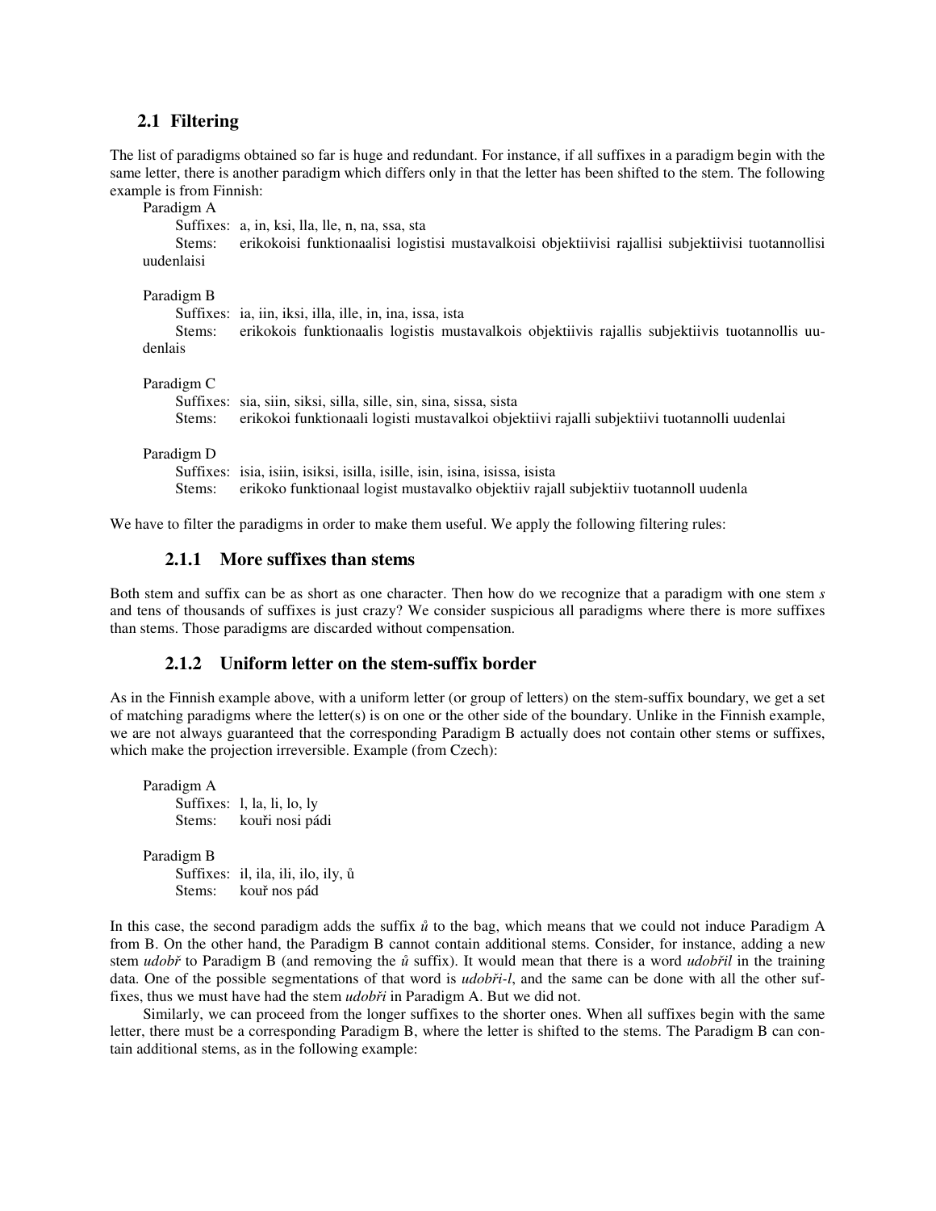## 2.1 Filtering

The list of paradigms obtained so far is huge and redundant. For instance, if all suffixes in a paradigm begin with the same letter, there is another paradigm which differs only in that the letter has been shifted to the stem. The following example is from Finnish:

Paradigm A
Suffixes: a, in, ksi, lla, lle, n, na, ssa, sta
Stems: erikokoisi funktionaalisi logistisi mustavalkoisi objektiivisi rajallisi subjektiivisi tuotannollisi uudenlaisi

Paradigm B
Suffixes: ia, iin, iksi, illa, ille, in, ina, issa, ista
Stems: erikokois funktionaalis logistis mustavalkois objektiivis rajallis subjektiivis tuotannollis uudenlais

Paradigm C
Suffixes: sia, siin, siksi, silla, sille, sin, sina, sissa, sista
Stems: erikokoi funktionaali logisti mustavalkoi objektiivi rajalli subjektiivi tuotannolli uudenlai

Paradigm D
Suffixes: isia, isiin, isiksi, isilla, isille, isin, isina, isissa, isista
Stems: erikoko funktionaal logist mustavalko objektiiv rajall subjektiiv tuotannoll uudenla

We have to filter the paradigms in order to make them useful. We apply the following filtering rules:

### 2.1.1 More suffixes than stems

Both stem and suffix can be as short as one character. Then how do we recognize that a paradigm with one stem *s* and tens of thousands of suffixes is just crazy? We consider suspicious all paradigms where there is more suffixes than stems. Those paradigms are discarded without compensation.

### 2.1.2 Uniform letter on the stem-suffix border

As in the Finnish example above, with a uniform letter (or group of letters) on the stem-suffix boundary, we get a set of matching paradigms where the letter(s) is on one or the other side of the boundary. Unlike in the Finnish example, we are not always guaranteed that the corresponding Paradigm B actually does not contain other stems or suffixes, which make the projection irreversible. Example (from Czech):

Paradigm A
Suffixes: l, la, li, lo, ly
Stems: kouři nosi pádi

Paradigm B
Suffixes: il, ila, ili, ilo, ily, ů
Stems: kouř nos pád

In this case, the second paradigm adds the suffix *ů* to the bag, which means that we could not induce Paradigm A from B. On the other hand, the Paradigm B cannot contain additional stems. Consider, for instance, adding a new stem *udobř* to Paradigm B (and removing the *ů* suffix). It would mean that there is a word *udobřil* in the training data. One of the possible segmentations of that word is *udobři-l*, and the same can be done with all the other suffixes, thus we must have had the stem *udobři* in Paradigm A. But we did not.

Similarly, we can proceed from the longer suffixes to the shorter ones. When all suffixes begin with the same letter, there must be a corresponding Paradigm B, where the letter is shifted to the stems. The Paradigm B can contain additional stems, as in the following example: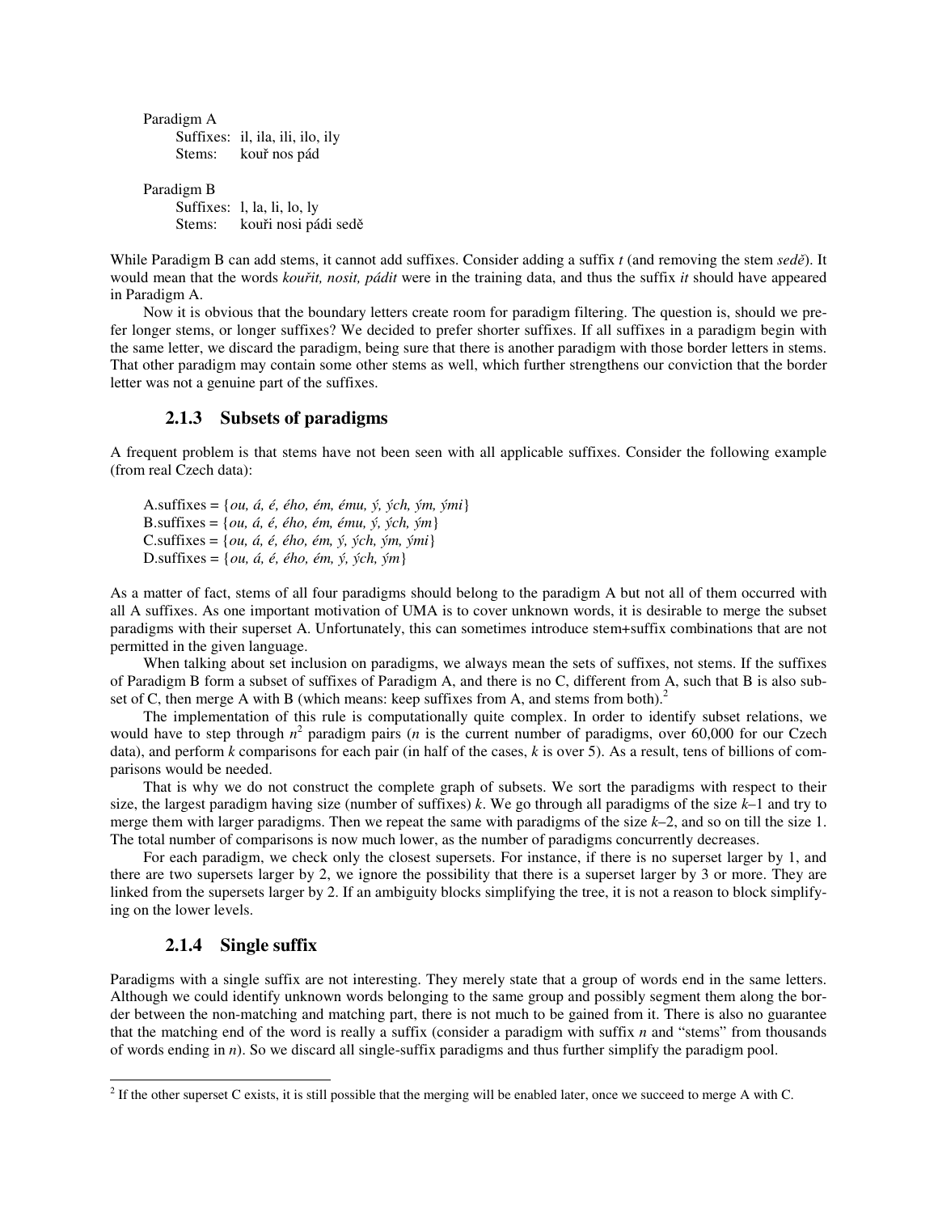Paradigm A

Suffixes: il, ila, ili, ilo, ily
Stems: kouř nos pád

Paradigm B

Suffixes: l, la, li, lo, ly
Stems: kouři nosi pádi sedě

While Paradigm B can add stems, it cannot add suffixes. Consider adding a suffix *t* (and removing the stem *sedě*). It would mean that the words *kouřit, nosit, pádit* were in the training data, and thus the suffix *it* should have appeared in Paradigm A.

Now it is obvious that the boundary letters create room for paradigm filtering. The question is, should we prefer longer stems, or longer suffixes? We decided to prefer shorter suffixes. If all suffixes in a paradigm begin with the same letter, we discard the paradigm, being sure that there is another paradigm with those border letters in stems. That other paradigm may contain some other stems as well, which further strengthens our conviction that the border letter was not a genuine part of the suffixes.

### 2.1.3 Subsets of paradigms

A frequent problem is that stems have not been seen with all applicable suffixes. Consider the following example (from real Czech data):

A.suffixes = {*ou, á, é, ého, ém, ému, ý, ých, ým, ými*}
B.suffixes = {*ou, á, é, ého, ém, ému, ý, ých, ým*}
C.suffixes = {*ou, á, é, ého, ém, ý, ých, ým, ými*}
D.suffixes = {*ou, á, é, ého, ém, ý, ých, ým*}

As a matter of fact, stems of all four paradigms should belong to the paradigm A but not all of them occurred with all A suffixes. As one important motivation of UMA is to cover unknown words, it is desirable to merge the subset paradigms with their superset A. Unfortunately, this can sometimes introduce stem+suffix combinations that are not permitted in the given language.

When talking about set inclusion on paradigms, we always mean the sets of suffixes, not stems. If the suffixes of Paradigm B form a subset of suffixes of Paradigm A, and there is no C, different from A, such that B is also subset of C, then merge A with B (which means: keep suffixes from A, and stems from both).[2]

The implementation of this rule is computationally quite complex. In order to identify subset relations, we would have to step through $n^2$ paradigm pairs ($n$ is the current number of paradigms, over 60,000 for our Czech data), and perform $k$ comparisons for each pair (in half of the cases, $k$ is over 5). As a result, tens of billions of comparisons would be needed.

That is why we do not construct the complete graph of subsets. We sort the paradigms with respect to their size, the largest paradigm having size (number of suffixes) $k$. We go through all paradigms of the size $k$–1 and try to merge them with larger paradigms. Then we repeat the same with paradigms of the size $k$–2, and so on till the size 1. The total number of comparisons is now much lower, as the number of paradigms concurrently decreases.

For each paradigm, we check only the closest supersets. For instance, if there is no superset larger by 1, and there are two supersets larger by 2, we ignore the possibility that there is a superset larger by 3 or more. They are linked from the supersets larger by 2. If an ambiguity blocks simplifying the tree, it is not a reason to block simplifying on the lower levels.

### 2.1.4 Single suffix

Paradigms with a single suffix are not interesting. They merely state that a group of words end in the same letters. Although we could identify unknown words belonging to the same group and possibly segment them along the border between the non-matching and matching part, there is not much to be gained from it. There is also no guarantee that the matching end of the word is really a suffix (consider a paradigm with suffix *n* and "stems" from thousands of words ending in *n*). So we discard all single-suffix paradigms and thus further simplify the paradigm pool.

[2] If the other superset C exists, it is still possible that the merging will be enabled later, once we succeed to merge A with C.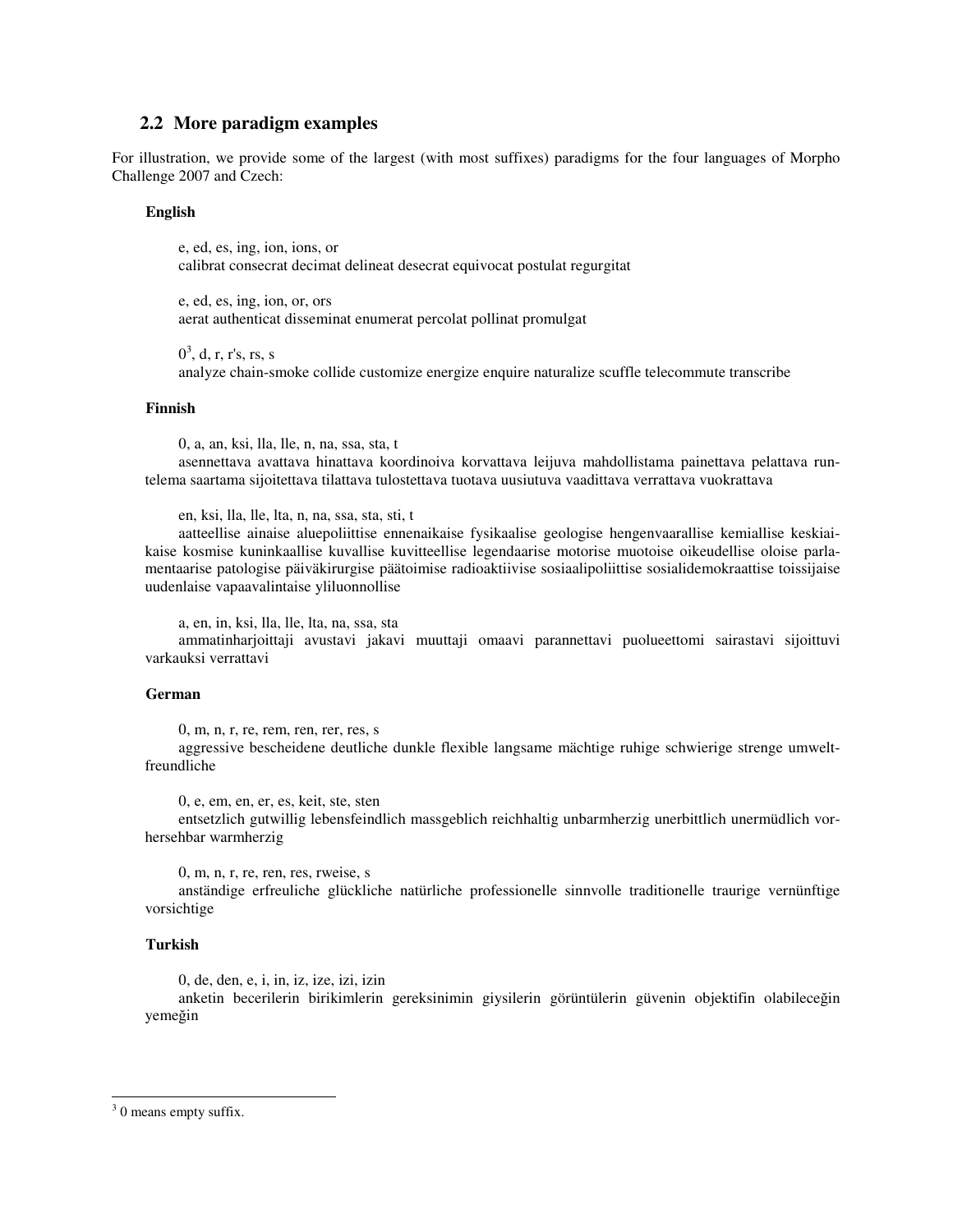## 2.2 More paradigm examples

For illustration, we provide some of the largest (with most suffixes) paradigms for the four languages of Morpho Challenge 2007 and Czech:

**English**

e, ed, es, ing, ion, ions, or
calibrat consecrat decimat delineat desecrat equivocat postulat regurgitat

e, ed, es, ing, ion, or, ors
aerat authenticat disseminat enumerat percolat pollinat promulgat

0[3], d, r, r's, rs, s
analyze chain-smoke collide customize energize enquire naturalize scuffle telecommute transcribe

**Finnish**

0, a, an, ksi, lla, lle, n, na, ssa, sta, t
asennettava avattava hinattava koordinoiva korvattava leijuva mahdollistama painettava pelattava runtelema saartama sijoitettava tilattava tulostettava tuotava uusiutuva vaadittava verrattava vuokrattava

en, ksi, lla, lle, lta, n, na, ssa, sta, sti, t
aatteellise ainaise aluepoliittise ennenaikaise fysikaalise geologise hengenvaarallise kemiallise keskiaikaise kosmise kuninkaallise kuvallise kuvitteellise legendaarise motorise muotoise oikeudellise oloise parlamentaarise patologise päiväkirurgise päätoimise radioaktiivise sosiaalipoliittise sosialidemokraattise toissijaise uudenlaise vapaavalintaise yliluonnollise

a, en, in, ksi, lla, lle, lta, na, ssa, sta
ammatinharjoittaji avustavi jakavi muuttaji omaavi parannettavi puolueettomi sairastavi sijoittuvi varkauksi verrattavi

**German**

0, m, n, r, re, rem, ren, rer, res, s
aggressive bescheidene deutliche dunkle flexible langsame mächtige ruhige schwierige strenge umweltfreundliche

0, e, em, en, er, es, keit, ste, sten
entsetzlich gutwillig lebensfeindlich massgeblich reichhaltig unbarmherzig unerbittlich unermüdlich vorhersehbar warmherzig

0, m, n, r, re, ren, res, rweise, s
anständige erfreuliche glückliche natürliche professionelle sinnvolle traditionelle traurige vernünftige vorsichtige

**Turkish**

0, de, den, e, i, in, iz, ize, izi, izin
anketin becerilerin birikimlerin gereksinimin giysilerin görüntülerin güvenin objektifin olabileceğin yemeğin

---

[3] 0 means empty suffix.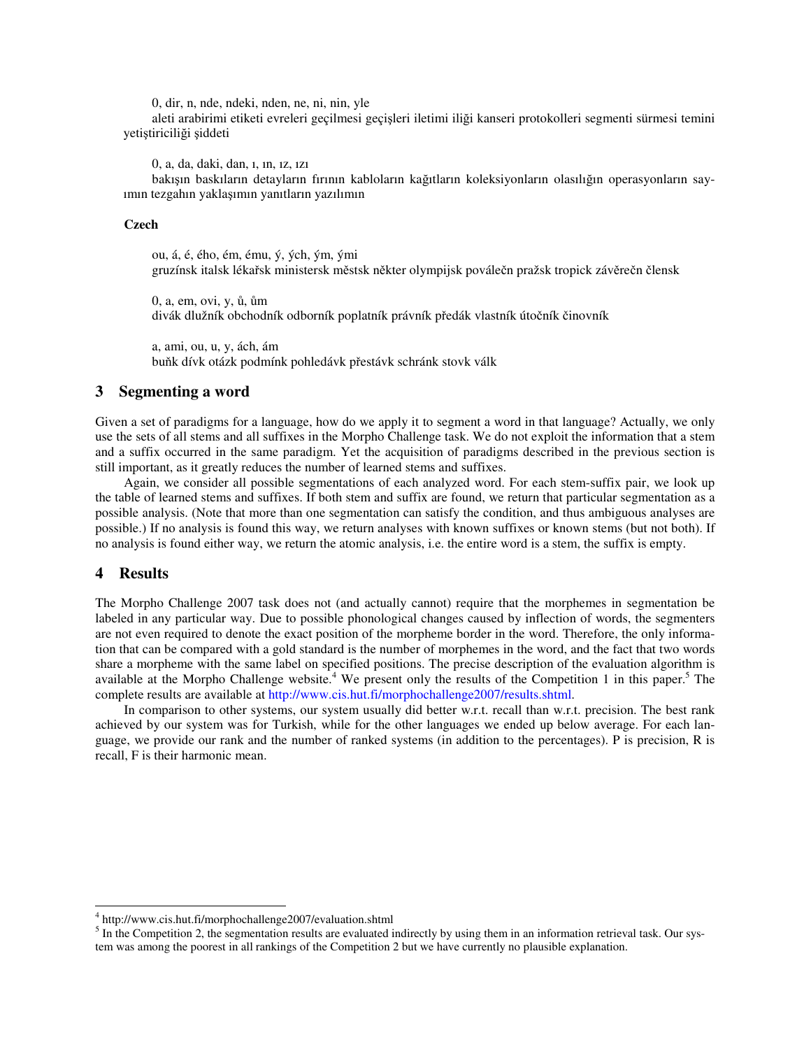0, dir, n, nde, ndeki, nden, ne, ni, nin, yle

aleti arabirimi etiketi evreleri geçilmesi geçişleri iletimi iliği kanseri protokolleri segmenti sürmesi temini yetiştiriciliği şiddeti

0, a, da, daki, dan, ı, ın, ız, ızı

bakışın baskıların detayların fırının kabloların kağıtların koleksiyonların olasılığın operasyonların sayımın tezgahın yaklaşımın yanıtların yazılımın

**Czech**

ou, á, é, ého, ém, ému, ý, ých, ým, ými

gruzínsk italsk lékařsk ministersk městsk někter olympijsk poválečn pražsk tropick závěrečn člensk

0, a, em, ovi, y, ů, ům

divák dlužník obchodník odborník poplatník právník předák vlastník útočník činovník

a, ami, ou, u, y, ách, ám

buňk dívk otázk podmínk pohledávk přestávk schránk stovk válk

## 3 Segmenting a word

Given a set of paradigms for a language, how do we apply it to segment a word in that language? Actually, we only use the sets of all stems and all suffixes in the Morpho Challenge task. We do not exploit the information that a stem and a suffix occurred in the same paradigm. Yet the acquisition of paradigms described in the previous section is still important, as it greatly reduces the number of learned stems and suffixes.

Again, we consider all possible segmentations of each analyzed word. For each stem-suffix pair, we look up the table of learned stems and suffixes. If both stem and suffix are found, we return that particular segmentation as a possible analysis. (Note that more than one segmentation can satisfy the condition, and thus ambiguous analyses are possible.) If no analysis is found this way, we return analyses with known suffixes or known stems (but not both). If no analysis is found either way, we return the atomic analysis, i.e. the entire word is a stem, the suffix is empty.

## 4 Results

The Morpho Challenge 2007 task does not (and actually cannot) require that the morphemes in segmentation be labeled in any particular way. Due to possible phonological changes caused by inflection of words, the segmenters are not even required to denote the exact position of the morpheme border in the word. Therefore, the only information that can be compared with a gold standard is the number of morphemes in the word, and the fact that two words share a morpheme with the same label on specified positions. The precise description of the evaluation algorithm is available at the Morpho Challenge website.[4] We present only the results of the Competition 1 in this paper.[5] The complete results are available at http://www.cis.hut.fi/morphochallenge2007/results.shtml.

In comparison to other systems, our system usually did better w.r.t. recall than w.r.t. precision. The best rank achieved by our system was for Turkish, while for the other languages we ended up below average. For each language, we provide our rank and the number of ranked systems (in addition to the percentages). P is precision, R is recall, F is their harmonic mean.

---

[4] http://www.cis.hut.fi/morphochallenge2007/evaluation.shtml

[5] In the Competition 2, the segmentation results are evaluated indirectly by using them in an information retrieval task. Our system was among the poorest in all rankings of the Competition 2 but we have currently no plausible explanation.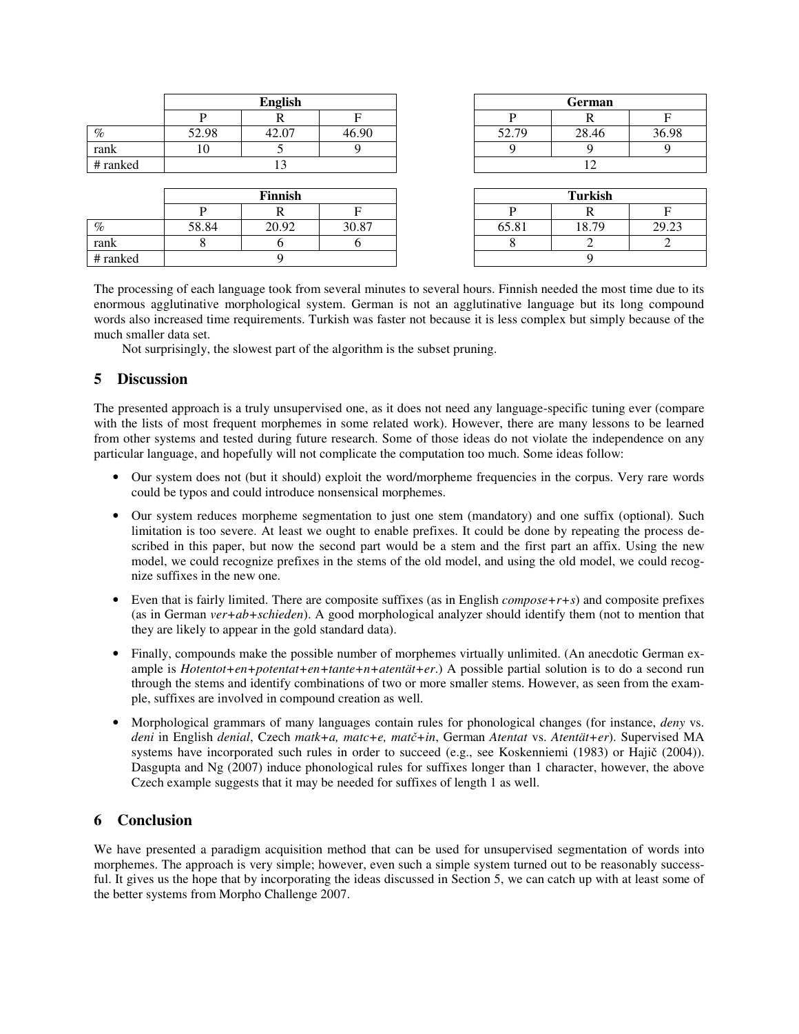| | English | | |
|---|---|---|---|
| | P | R | F |
| % | 52.98 | 42.07 | 46.90 |
| rank | 10 | 5 | 9 |
| # ranked | 13 | | |

| German | | |
|---|---|---|
| P | R | F |
| 52.79 | 28.46 | 36.98 |
| 9 | 9 | 9 |
| 12 | | |

| | Finnish | | |
|---|---|---|---|
| | P | R | F |
| % | 58.84 | 20.92 | 30.87 |
| rank | 8 | 6 | 6 |
| # ranked | 9 | | |

| Turkish | | |
|---|---|---|
| P | R | F |
| 65.81 | 18.79 | 29.23 |
| 8 | 2 | 2 |
| 9 | | |

The processing of each language took from several minutes to several hours. Finnish needed the most time due to its enormous agglutinative morphological system. German is not an agglutinative language but its long compound words also increased time requirements. Turkish was faster not because it is less complex but simply because of the much smaller data set.

Not surprisingly, the slowest part of the algorithm is the subset pruning.

## 5 Discussion

The presented approach is a truly unsupervised one, as it does not need any language-specific tuning ever (compare with the lists of most frequent morphemes in some related work). However, there are many lessons to be learned from other systems and tested during future research. Some of those ideas do not violate the independence on any particular language, and hopefully will not complicate the computation too much. Some ideas follow:

- Our system does not (but it should) exploit the word/morpheme frequencies in the corpus. Very rare words could be typos and could introduce nonsensical morphemes.
- Our system reduces morpheme segmentation to just one stem (mandatory) and one suffix (optional). Such limitation is too severe. At least we ought to enable prefixes. It could be done by repeating the process described in this paper, but now the second part would be a stem and the first part an affix. Using the new model, we could recognize prefixes in the stems of the old model, and using the old model, we could recognize suffixes in the new one.
- Even that is fairly limited. There are composite suffixes (as in English *compose+r+s*) and composite prefixes (as in German *ver+ab+schieden*). A good morphological analyzer should identify them (not to mention that they are likely to appear in the gold standard data).
- Finally, compounds make the possible number of morphemes virtually unlimited. (An anecdotic German example is *Hotentot+en+potentat+en+tante+n+atentät+er*.) A possible partial solution is to do a second run through the stems and identify combinations of two or more smaller stems. However, as seen from the example, suffixes are involved in compound creation as well.
- Morphological grammars of many languages contain rules for phonological changes (for instance, *deny* vs. *deni* in English *denial*, Czech *matk+a, matc+e, matč+in*, German *Atentat* vs. *Atentät+er*). Supervised MA systems have incorporated such rules in order to succeed (e.g., see Koskenniemi (1983) or Hajič (2004)). Dasgupta and Ng (2007) induce phonological rules for suffixes longer than 1 character, however, the above Czech example suggests that it may be needed for suffixes of length 1 as well.

## 6 Conclusion

We have presented a paradigm acquisition method that can be used for unsupervised segmentation of words into morphemes. The approach is very simple; however, even such a simple system turned out to be reasonably successful. It gives us the hope that by incorporating the ideas discussed in Section 5, we can catch up with at least some of the better systems from Morpho Challenge 2007.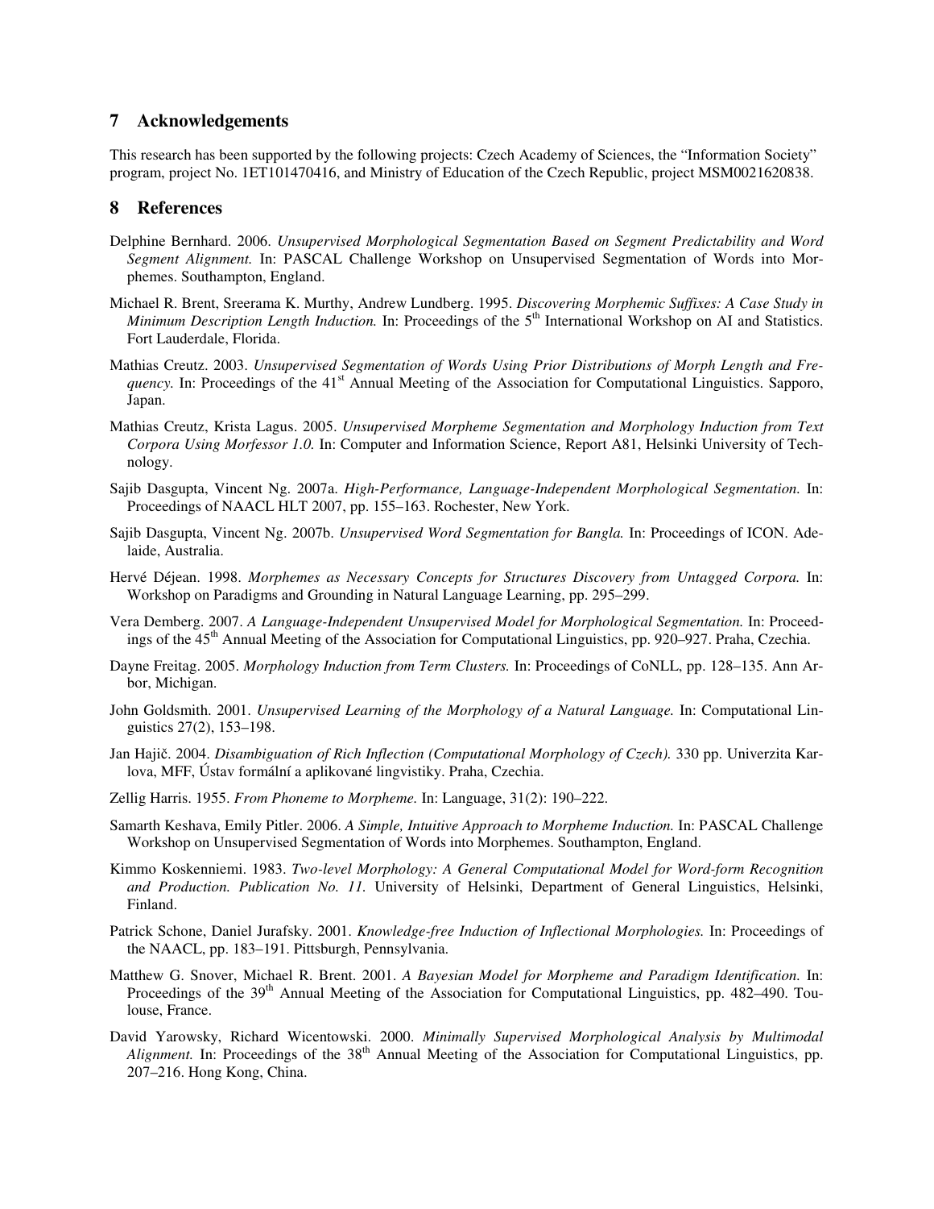## 7 Acknowledgements

This research has been supported by the following projects: Czech Academy of Sciences, the "Information Society" program, project No. 1ET101470416, and Ministry of Education of the Czech Republic, project MSM0021620838.

## 8 References

Delphine Bernhard. 2006. *Unsupervised Morphological Segmentation Based on Segment Predictability and Word Segment Alignment.* In: PASCAL Challenge Workshop on Unsupervised Segmentation of Words into Morphemes. Southampton, England.

Michael R. Brent, Sreerama K. Murthy, Andrew Lundberg. 1995. *Discovering Morphemic Suffixes: A Case Study in Minimum Description Length Induction.* In: Proceedings of the 5th International Workshop on AI and Statistics. Fort Lauderdale, Florida.

Mathias Creutz. 2003. *Unsupervised Segmentation of Words Using Prior Distributions of Morph Length and Frequency.* In: Proceedings of the 41st Annual Meeting of the Association for Computational Linguistics. Sapporo, Japan.

Mathias Creutz, Krista Lagus. 2005. *Unsupervised Morpheme Segmentation and Morphology Induction from Text Corpora Using Morfessor 1.0.* In: Computer and Information Science, Report A81, Helsinki University of Technology.

Sajib Dasgupta, Vincent Ng. 2007a. *High-Performance, Language-Independent Morphological Segmentation.* In: Proceedings of NAACL HLT 2007, pp. 155–163. Rochester, New York.

Sajib Dasgupta, Vincent Ng. 2007b. *Unsupervised Word Segmentation for Bangla.* In: Proceedings of ICON. Adelaide, Australia.

Hervé Déjean. 1998. *Morphemes as Necessary Concepts for Structures Discovery from Untagged Corpora.* In: Workshop on Paradigms and Grounding in Natural Language Learning, pp. 295–299.

Vera Demberg. 2007. *A Language-Independent Unsupervised Model for Morphological Segmentation.* In: Proceedings of the 45th Annual Meeting of the Association for Computational Linguistics, pp. 920–927. Praha, Czechia.

Dayne Freitag. 2005. *Morphology Induction from Term Clusters.* In: Proceedings of CoNLL, pp. 128–135. Ann Arbor, Michigan.

John Goldsmith. 2001. *Unsupervised Learning of the Morphology of a Natural Language.* In: Computational Linguistics 27(2), 153–198.

Jan Hajič. 2004. *Disambiguation of Rich Inflection (Computational Morphology of Czech).* 330 pp. Univerzita Karlova, MFF, Ústav formální a aplikované lingvistiky. Praha, Czechia.

Zellig Harris. 1955. *From Phoneme to Morpheme.* In: Language, 31(2): 190–222.

Samarth Keshava, Emily Pitler. 2006. *A Simple, Intuitive Approach to Morpheme Induction.* In: PASCAL Challenge Workshop on Unsupervised Segmentation of Words into Morphemes. Southampton, England.

Kimmo Koskenniemi. 1983. *Two-level Morphology: A General Computational Model for Word-form Recognition and Production. Publication No. 11.* University of Helsinki, Department of General Linguistics, Helsinki, Finland.

Patrick Schone, Daniel Jurafsky. 2001. *Knowledge-free Induction of Inflectional Morphologies.* In: Proceedings of the NAACL, pp. 183–191. Pittsburgh, Pennsylvania.

Matthew G. Snover, Michael R. Brent. 2001. *A Bayesian Model for Morpheme and Paradigm Identification.* In: Proceedings of the 39th Annual Meeting of the Association for Computational Linguistics, pp. 482–490. Toulouse, France.

David Yarowsky, Richard Wicentowski. 2000. *Minimally Supervised Morphological Analysis by Multimodal Alignment.* In: Proceedings of the 38th Annual Meeting of the Association for Computational Linguistics, pp. 207–216. Hong Kong, China.